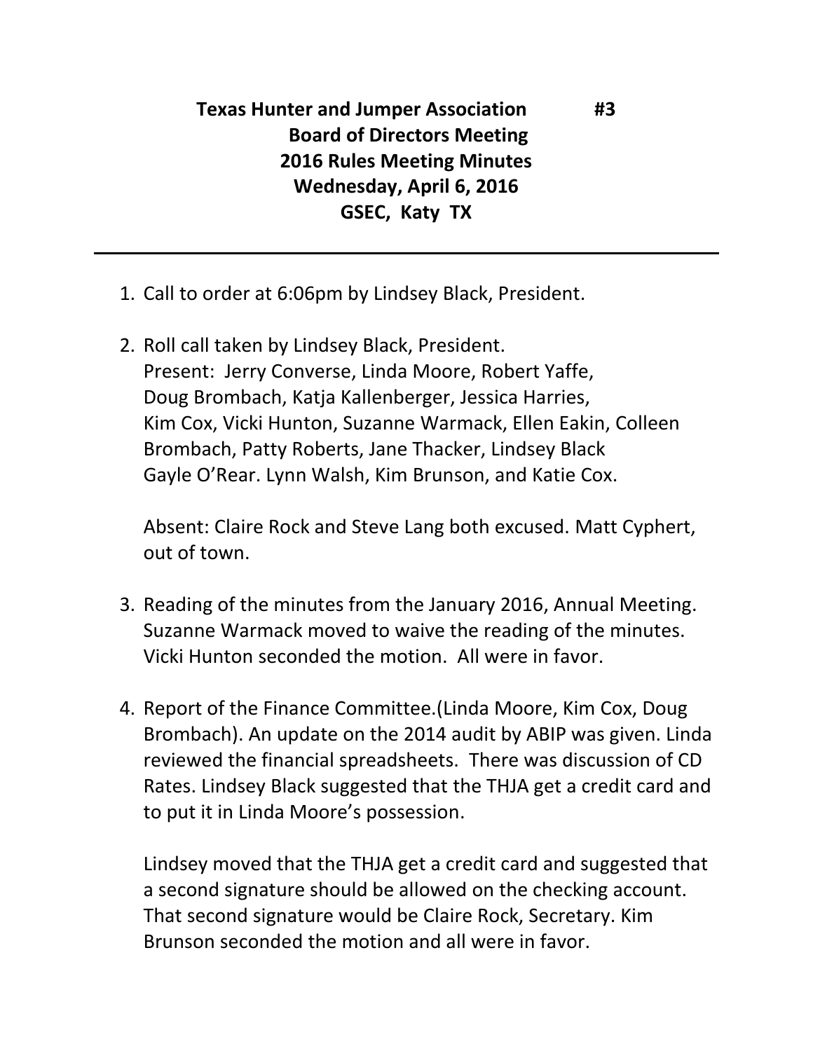# Texas Hunter and Jumper Association #3

## Board of Directors Meeting
## 2016 Rules Meeting Minutes
## Wednesday, April 6, 2016
## GSEC, Katy TX

---

1. Call to order at 6:06pm by Lindsey Black, President.

2. Roll call taken by Lindsey Black, President.
   Present: Jerry Converse, Linda Moore, Robert Yaffe, Doug Brombach, Katja Kallenberger, Jessica Harries, Kim Cox, Vicki Hunton, Suzanne Warmack, Ellen Eakin, Colleen Brombach, Patty Roberts, Jane Thacker, Lindsey Black Gayle O'Rear. Lynn Walsh, Kim Brunson, and Katie Cox.

   Absent: Claire Rock and Steve Lang both excused. Matt Cyphert, out of town.

3. Reading of the minutes from the January 2016, Annual Meeting. Suzanne Warmack moved to waive the reading of the minutes. Vicki Hunton seconded the motion. All were in favor.

4. Report of the Finance Committee.(Linda Moore, Kim Cox, Doug Brombach). An update on the 2014 audit by ABIP was given. Linda reviewed the financial spreadsheets. There was discussion of CD Rates. Lindsey Black suggested that the THJA get a credit card and to put it in Linda Moore's possession.

   Lindsey moved that the THJA get a credit card and suggested that a second signature should be allowed on the checking account. That second signature would be Claire Rock, Secretary. Kim Brunson seconded the motion and all were in favor.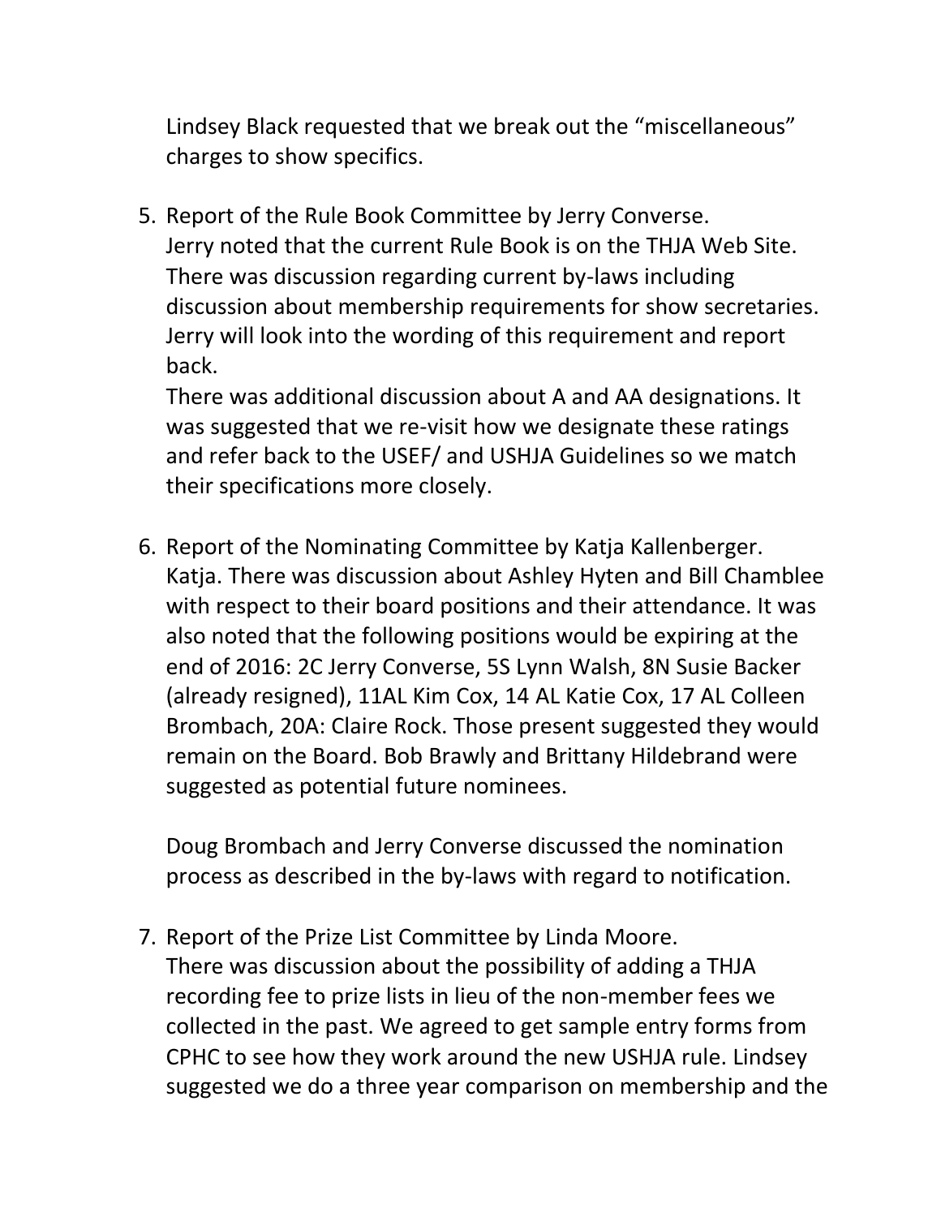Lindsey Black requested that we break out the "miscellaneous" charges to show specifics.

5. Report of the Rule Book Committee by Jerry Converse.
   Jerry noted that the current Rule Book is on the THJA Web Site. There was discussion regarding current by-laws including discussion about membership requirements for show secretaries. Jerry will look into the wording of this requirement and report back.
   There was additional discussion about A and AA designations. It was suggested that we re-visit how we designate these ratings and refer back to the USEF/ and USHJA Guidelines so we match their specifications more closely.

6. Report of the Nominating Committee by Katja Kallenberger.
   Katja. There was discussion about Ashley Hyten and Bill Chamblee with respect to their board positions and their attendance. It was also noted that the following positions would be expiring at the end of 2016: 2C Jerry Converse, 5S Lynn Walsh, 8N Susie Backer (already resigned), 11AL Kim Cox, 14 AL Katie Cox, 17 AL Colleen Brombach, 20A: Claire Rock. Those present suggested they would remain on the Board. Bob Brawly and Brittany Hildebrand were suggested as potential future nominees.

   Doug Brombach and Jerry Converse discussed the nomination process as described in the by-laws with regard to notification.

7. Report of the Prize List Committee by Linda Moore.
   There was discussion about the possibility of adding a THJA recording fee to prize lists in lieu of the non-member fees we collected in the past. We agreed to get sample entry forms from CPHC to see how they work around the new USHJA rule. Lindsey suggested we do a three year comparison on membership and the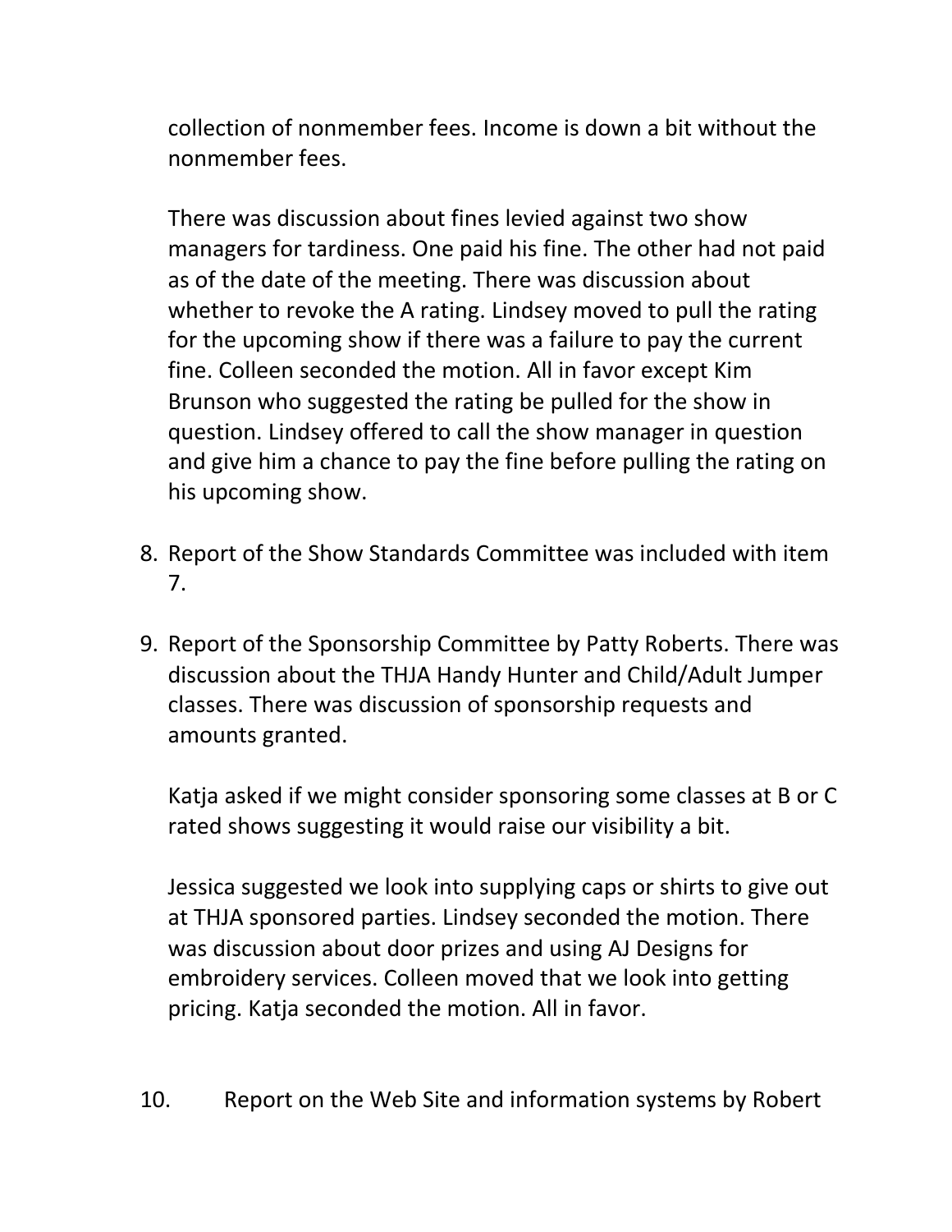collection of nonmember fees. Income is down a bit without the nonmember fees.

There was discussion about fines levied against two show managers for tardiness. One paid his fine. The other had not paid as of the date of the meeting. There was discussion about whether to revoke the A rating. Lindsey moved to pull the rating for the upcoming show if there was a failure to pay the current fine. Colleen seconded the motion. All in favor except Kim Brunson who suggested the rating be pulled for the show in question. Lindsey offered to call the show manager in question and give him a chance to pay the fine before pulling the rating on his upcoming show.

8. Report of the Show Standards Committee was included with item 7.

9. Report of the Sponsorship Committee by Patty Roberts. There was discussion about the THJA Handy Hunter and Child/Adult Jumper classes. There was discussion of sponsorship requests and amounts granted.

   Katja asked if we might consider sponsoring some classes at B or C rated shows suggesting it would raise our visibility a bit.

   Jessica suggested we look into supplying caps or shirts to give out at THJA sponsored parties. Lindsey seconded the motion. There was discussion about door prizes and using AJ Designs for embroidery services. Colleen moved that we look into getting pricing. Katja seconded the motion. All in favor.

10. Report on the Web Site and information systems by Robert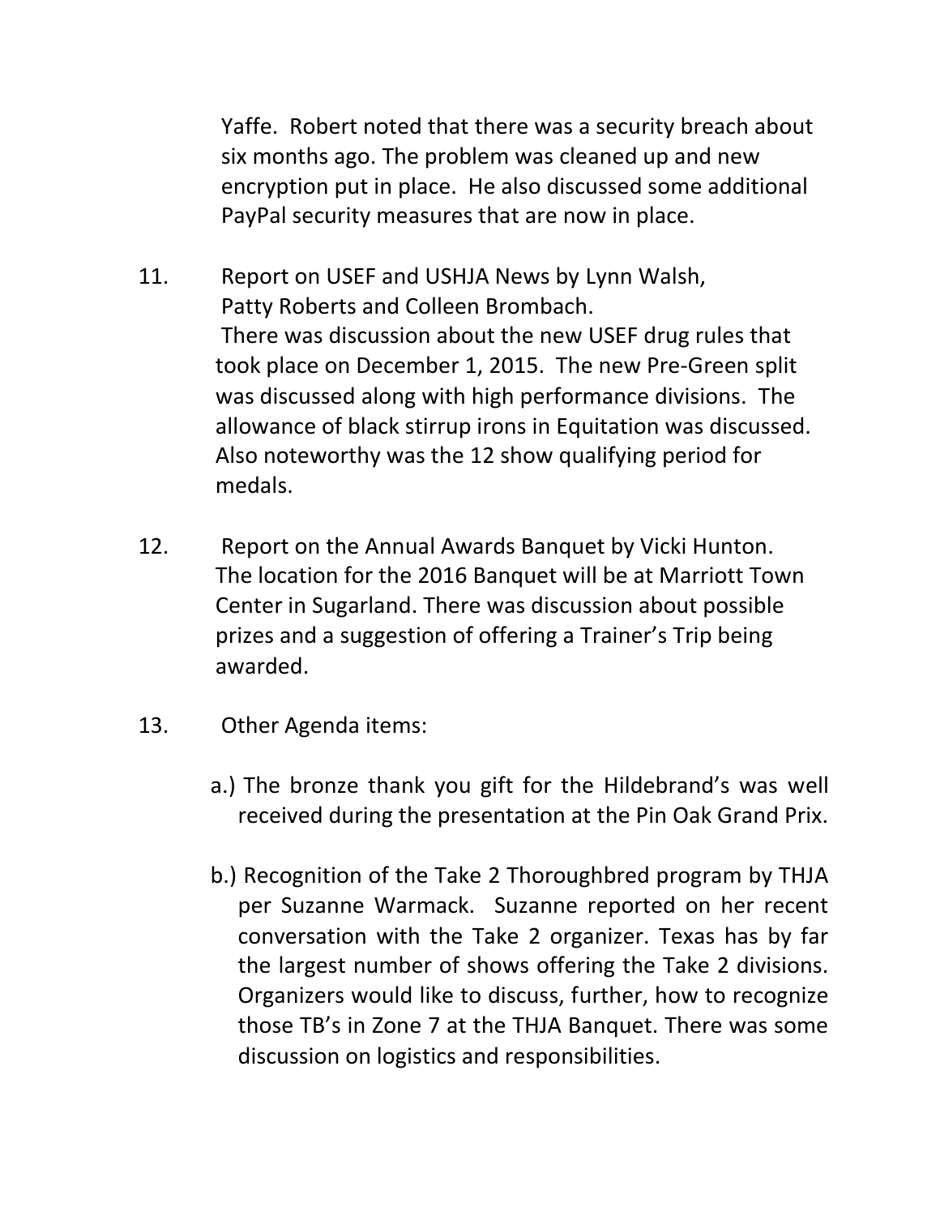Yaffe. Robert noted that there was a security breach about six months ago. The problem was cleaned up and new encryption put in place. He also discussed some additional PayPal security measures that are now in place.

11. Report on USEF and USHJA News by Lynn Walsh, Patty Roberts and Colleen Brombach.
 There was discussion about the new USEF drug rules that took place on December 1, 2015. The new Pre-Green split was discussed along with high performance divisions. The allowance of black stirrup irons in Equitation was discussed. Also noteworthy was the 12 show qualifying period for medals.

12. Report on the Annual Awards Banquet by Vicki Hunton.
 The location for the 2016 Banquet will be at Marriott Town Center in Sugarland. There was discussion about possible prizes and a suggestion of offering a Trainer's Trip being awarded.

13. Other Agenda items:

 a.) The bronze thank you gift for the Hildebrand's was well received during the presentation at the Pin Oak Grand Prix.

 b.) Recognition of the Take 2 Thoroughbred program by THJA per Suzanne Warmack. Suzanne reported on her recent conversation with the Take 2 organizer. Texas has by far the largest number of shows offering the Take 2 divisions. Organizers would like to discuss, further, how to recognize those TB's in Zone 7 at the THJA Banquet. There was some discussion on logistics and responsibilities.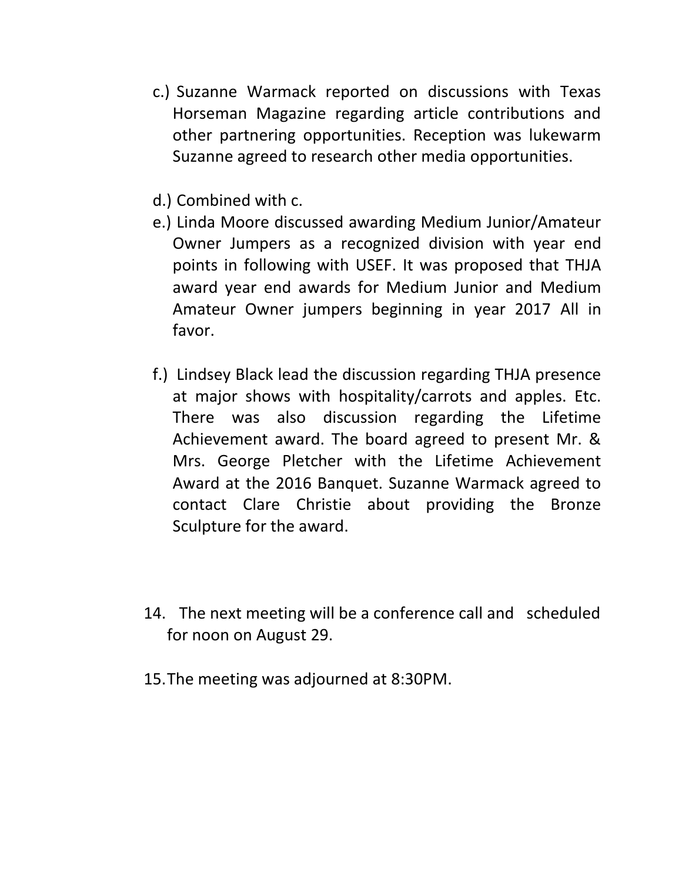c.) Suzanne Warmack reported on discussions with Texas Horseman Magazine regarding article contributions and other partnering opportunities. Reception was lukewarm Suzanne agreed to research other media opportunities.

d.) Combined with c.

e.) Linda Moore discussed awarding Medium Junior/Amateur Owner Jumpers as a recognized division with year end points in following with USEF. It was proposed that THJA award year end awards for Medium Junior and Medium Amateur Owner jumpers beginning in year 2017 All in favor.

f.) Lindsey Black lead the discussion regarding THJA presence at major shows with hospitality/carrots and apples. Etc. There was also discussion regarding the Lifetime Achievement award. The board agreed to present Mr. & Mrs. George Pletcher with the Lifetime Achievement Award at the 2016 Banquet. Suzanne Warmack agreed to contact Clare Christie about providing the Bronze Sculpture for the award.

14. The next meeting will be a conference call and scheduled for noon on August 29.

15. The meeting was adjourned at 8:30PM.